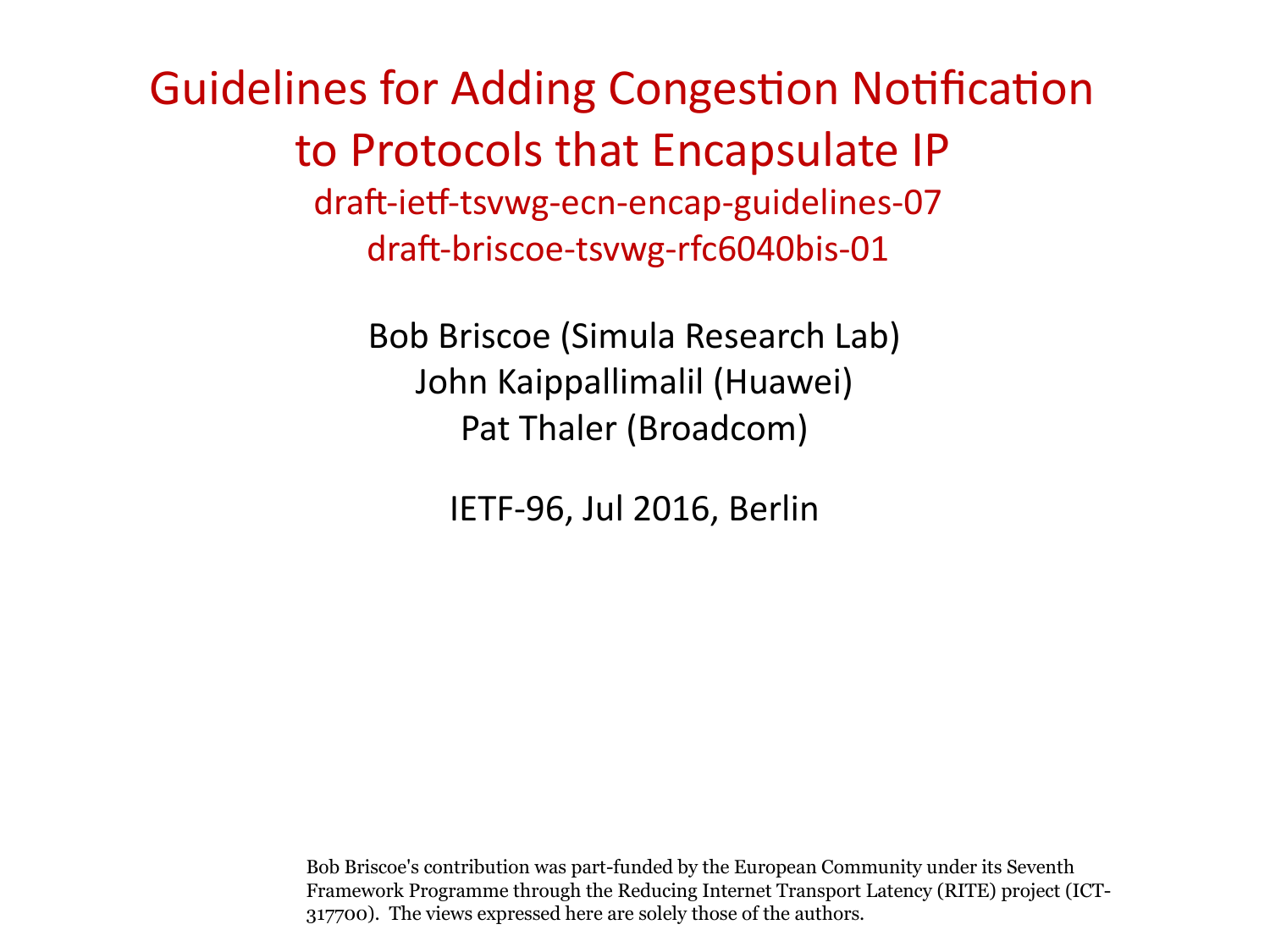# Guidelines for Adding Congestion Notification to Protocols that Encapsulate IP

## draft-ietf-tsvwg-ecn-encap-guidelines-07
## draft-briscoe-tsvwg-rfc6040bis-01

Bob Briscoe (Simula Research Lab)
John Kaippallimalil (Huawei)
Pat Thaler (Broadcom)

IETF-96, Jul 2016, Berlin

Bob Briscoe's contribution was part-funded by the European Community under its Seventh Framework Programme through the Reducing Internet Transport Latency (RITE) project (ICT-317700). The views expressed here are solely those of the authors.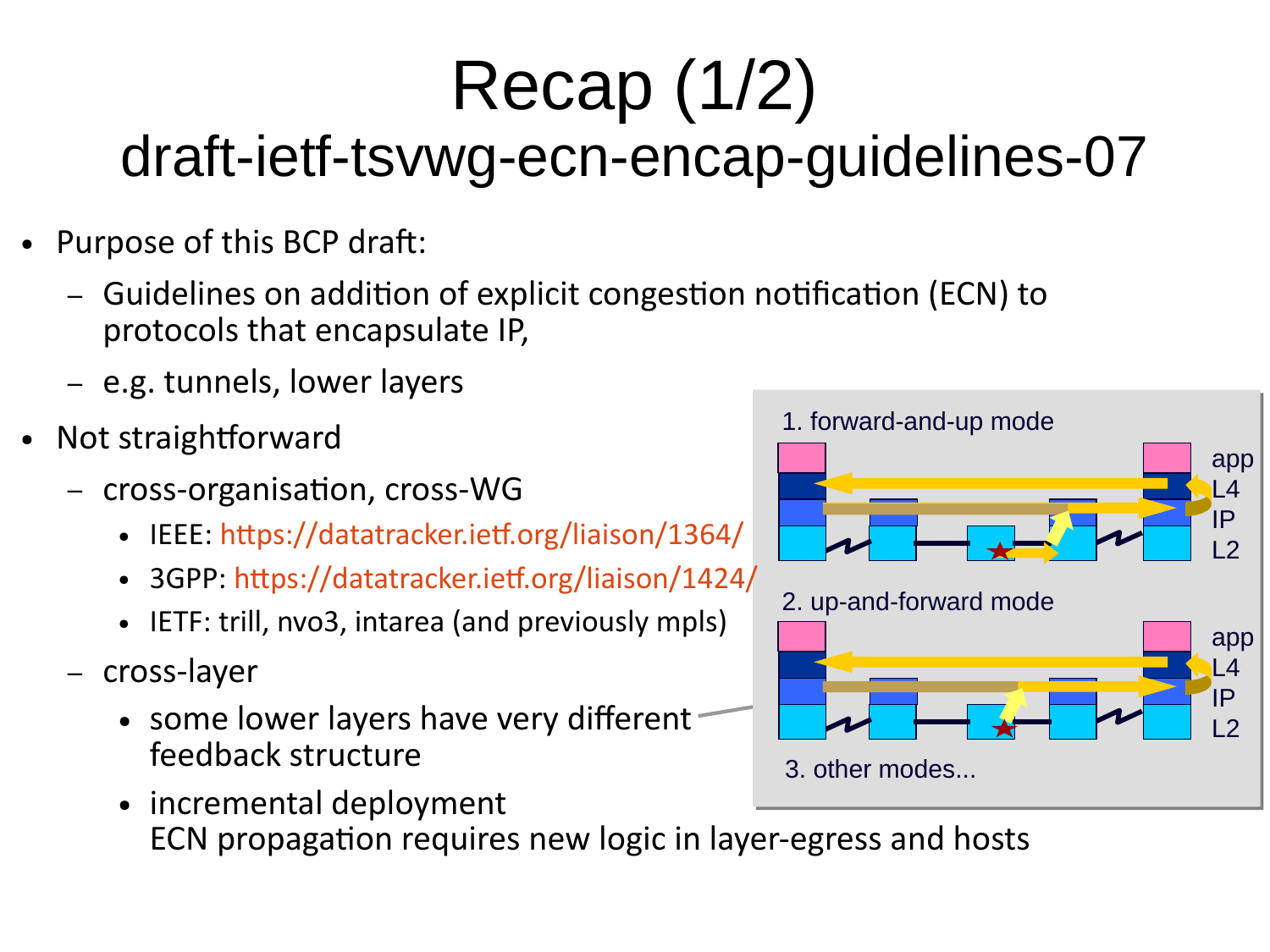# Recap (1/2)

## draft-ietf-tsvwg-ecn-encap-guidelines-07

- Purpose of this BCP draft:
  - Guidelines on addition of explicit congestion notification (ECN) to protocols that encapsulate IP,
  - e.g. tunnels, lower layers
- Not straightforward
  - cross-organisation, cross-WG
    - IEEE: https://datatracker.ietf.org/liaison/1364/
    - 3GPP: https://datatracker.ietf.org/liaison/1424/
    - IETF: trill, nvo3, intarea (and previously mpls)
  - cross-layer
    - some lower layers have very different feedback structure
    - incremental deployment
      ECN propagation requires new logic in layer-egress and hosts

1. forward-and-up mode

app
L4
IP
L2

2. up-and-forward mode

app
L4
IP
L2

3. other modes...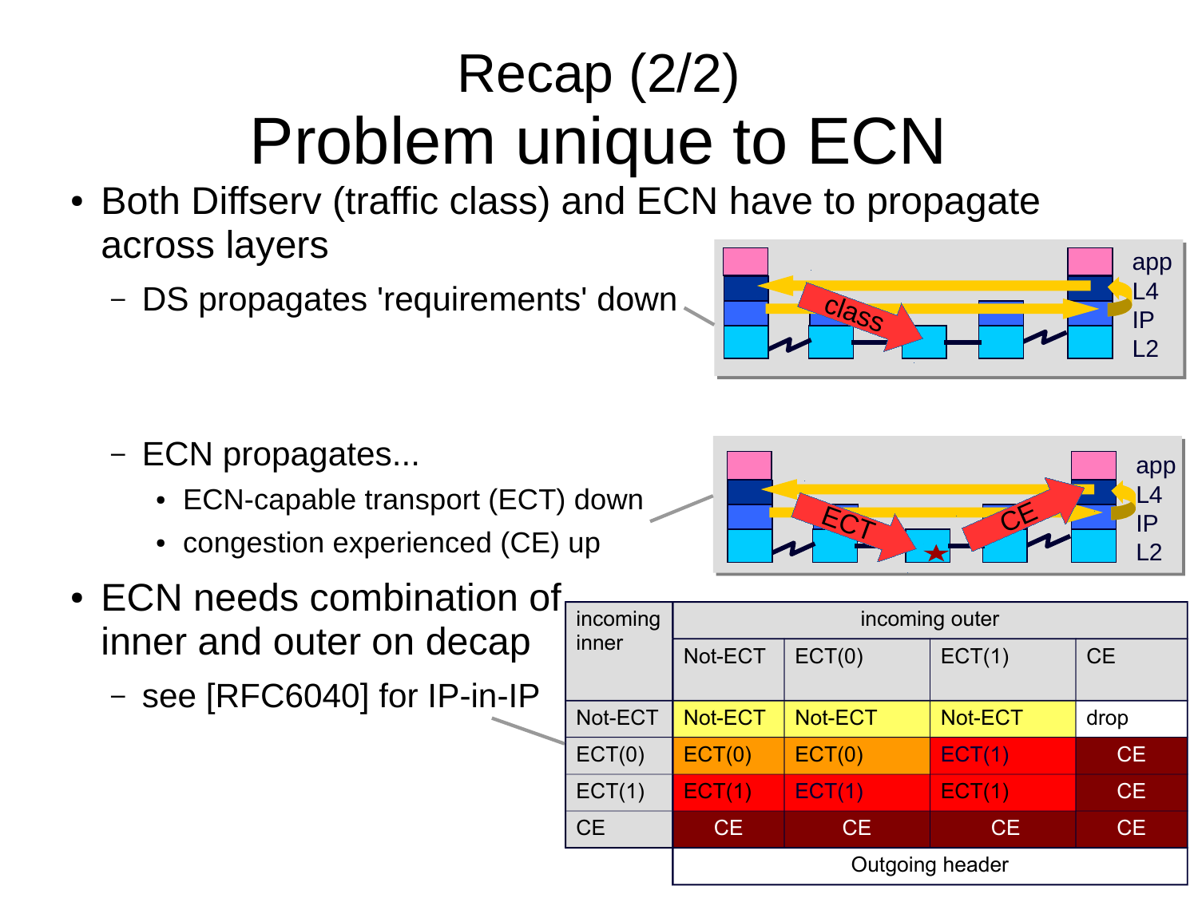# Recap (2/2)
# Problem unique to ECN

- Both Diffserv (traffic class) and ECN have to propagate across layers
  - DS propagates 'requirements' down

app
L4
IP
L2
class

  - ECN propagates...
    - ECN-capable transport (ECT) down
    - congestion experienced (CE) up

app
L4
IP
L2
ECT
CE

- ECN needs combination of inner and outer on decap
  - see [RFC6040] for IP-in-IP

| incoming inner | incoming outer | | | |
|---|---|---|---|---|
| | Not-ECT | ECT(0) | ECT(1) | CE |
| Not-ECT | Not-ECT | Not-ECT | Not-ECT | drop |
| ECT(0) | ECT(0) | ECT(0) | ECT(1) | CE |
| ECT(1) | ECT(1) | ECT(1) | ECT(1) | CE |
| CE | CE | CE | CE | CE |
| | Outgoing header | | | |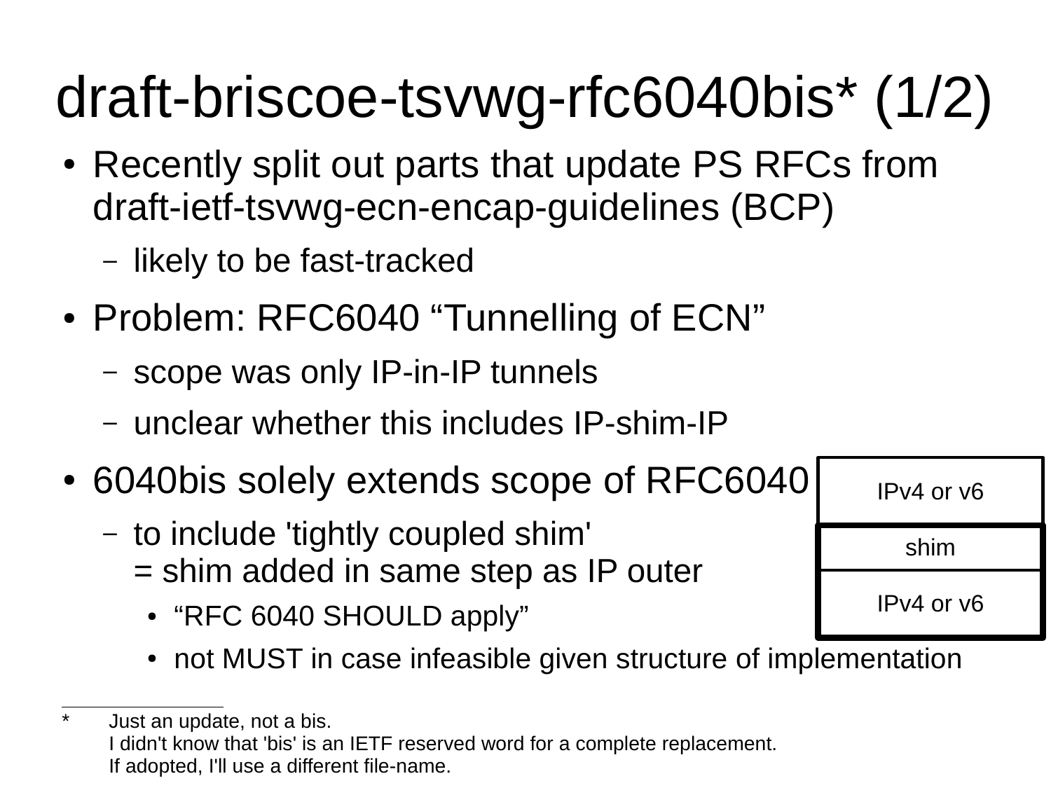# draft-briscoe-tsvwg-rfc6040bis* (1/2)

- Recently split out parts that update PS RFCs from draft-ietf-tsvwg-ecn-encap-guidelines (BCP)
  - likely to be fast-tracked
- Problem: RFC6040 “Tunnelling of ECN”
  - scope was only IP-in-IP tunnels
  - unclear whether this includes IP-shim-IP
- 6040bis solely extends scope of RFC6040
  - to include 'tightly coupled shim'
    = shim added in same step as IP outer
    - “RFC 6040 SHOULD apply”
    - not MUST in case infeasible given structure of implementation

| IPv4 or v6 |
|---|
| shim |
| IPv4 or v6 |

---

\* Just an update, not a bis.
I didn't know that 'bis' is an IETF reserved word for a complete replacement.
If adopted, I'll use a different file-name.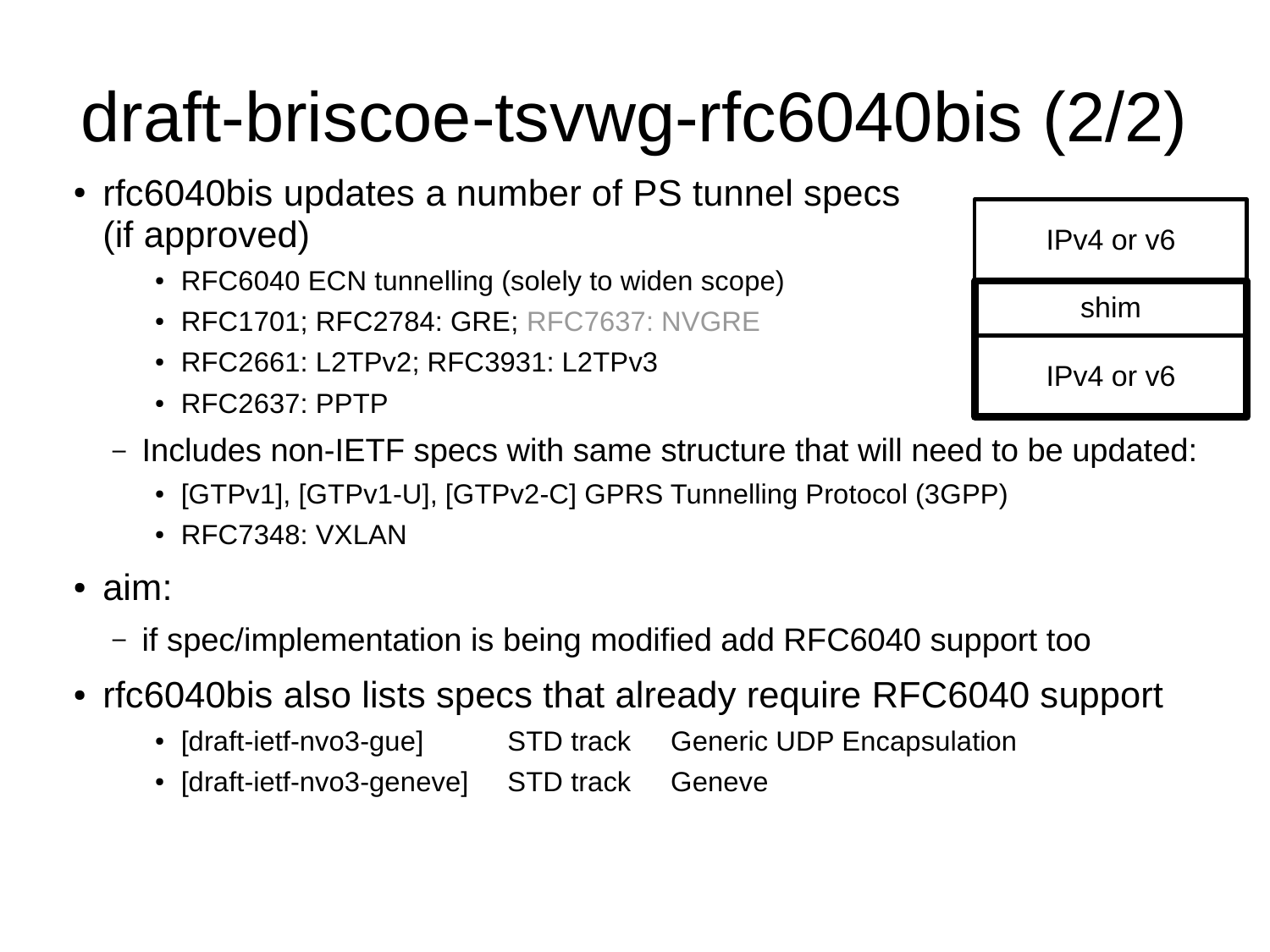# draft-briscoe-tsvwg-rfc6040bis (2/2)

- rfc6040bis updates a number of PS tunnel specs (if approved)
  - RFC6040 ECN tunnelling (solely to widen scope)
  - RFC1701; RFC2784: GRE; RFC7637: NVGRE
  - RFC2661: L2TPv2; RFC3931: L2TPv3
  - RFC2637: PPTP
  - Includes non-IETF specs with same structure that will need to be updated:
    - [GTPv1], [GTPv1-U], [GTPv2-C] GPRS Tunnelling Protocol (3GPP)
    - RFC7348: VXLAN

IPv4 or v6

shim

IPv4 or v6

- aim:
  - if spec/implementation is being modified add RFC6040 support too
- rfc6040bis also lists specs that already require RFC6040 support
  - [draft-ietf-nvo3-gue] STD track Generic UDP Encapsulation
  - [draft-ietf-nvo3-geneve] STD track Geneve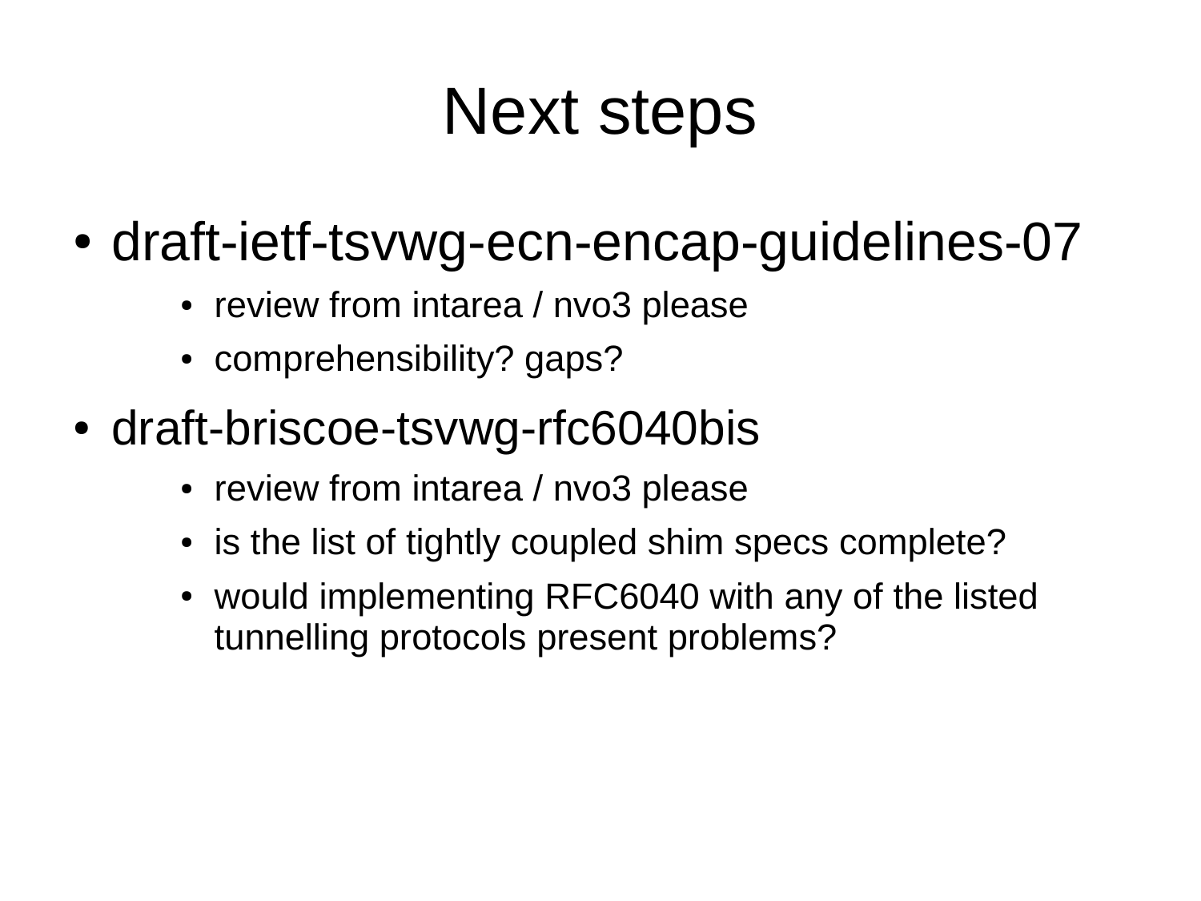# Next steps

- draft-ietf-tsvwg-ecn-encap-guidelines-07
  - review from intarea / nvo3 please
  - comprehensibility? gaps?
- draft-briscoe-tsvwg-rfc6040bis
  - review from intarea / nvo3 please
  - is the list of tightly coupled shim specs complete?
  - would implementing RFC6040 with any of the listed tunnelling protocols present problems?